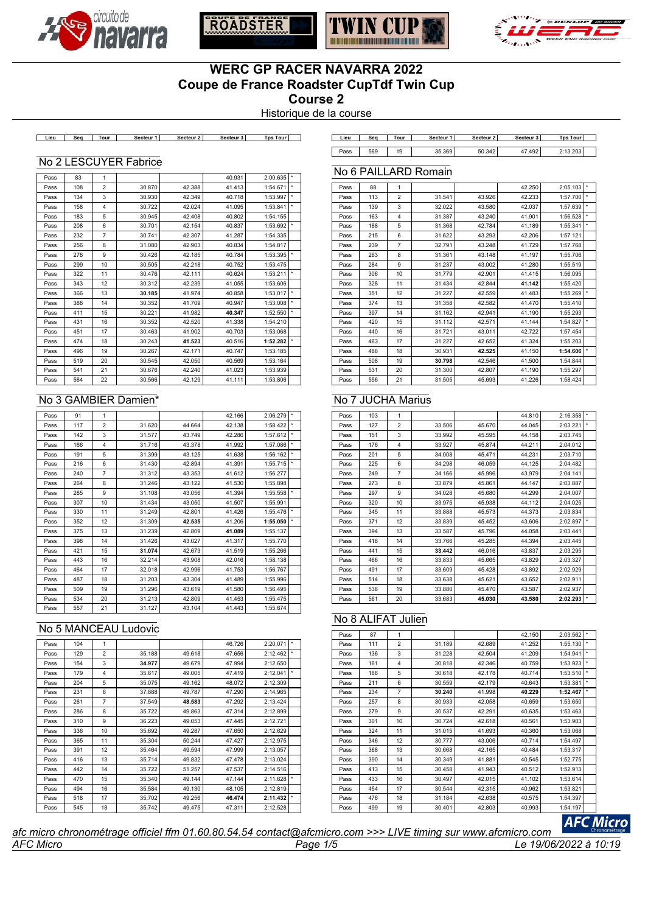# WERC GP RACER NAVARRA 2022
# Coupe de France Roadster CupTdf Twin Cup
# Course 2

Historique de la course

## No 2 LESCUYER Fabrice

| Lieu | Seq | Tour | Secteur 1 | Secteur 2 | Secteur 3 | Tps Tour | |
|---|---|---|---|---|---|---|---|
| Pass | 83 | 1 | | | 40.931 | 2:00.635 | * |
| Pass | 108 | 2 | 30.870 | 42.388 | 41.413 | 1:54.671 | * |
| Pass | 134 | 3 | 30.930 | 42.349 | 40.718 | 1:53.997 | * |
| Pass | 158 | 4 | 30.722 | 42.024 | 41.095 | 1:53.841 | * |
| Pass | 183 | 5 | 30.945 | 42.408 | 40.802 | 1:54.155 | |
| Pass | 208 | 6 | 30.701 | 42.154 | 40.837 | 1:53.692 | * |
| Pass | 232 | 7 | 30.741 | 42.307 | 41.287 | 1:54.335 | |
| Pass | 256 | 8 | 31.080 | 42.903 | 40.834 | 1:54.817 | |
| Pass | 278 | 9 | 30.426 | 42.185 | 40.784 | 1:53.395 | * |
| Pass | 299 | 10 | 30.505 | 42.218 | 40.752 | 1:53.475 | |
| Pass | 322 | 11 | 30.476 | 42.111 | 40.624 | 1:53.211 | * |
| Pass | 343 | 12 | 30.312 | 42.239 | 41.055 | 1:53.606 | |
| Pass | 366 | 13 | **30.185** | 41.974 | 40.858 | 1:53.017 | * |
| Pass | 388 | 14 | 30.352 | 41.709 | 40.947 | 1:53.008 | * |
| Pass | 411 | 15 | 30.221 | 41.982 | **40.347** | 1:52.550 | * |
| Pass | 431 | 16 | 30.352 | 42.520 | 41.338 | 1:54.210 | |
| Pass | 451 | 17 | 30.463 | 41.902 | 40.703 | 1:53.068 | |
| Pass | 474 | 18 | 30.243 | **41.523** | 40.516 | **1:52.282** | * |
| Pass | 496 | 19 | 30.267 | 42.171 | 40.747 | 1:53.185 | |
| Pass | 519 | 20 | 30.545 | 42.050 | 40.569 | 1:53.164 | |
| Pass | 541 | 21 | 30.676 | 42.240 | 41.023 | 1:53.939 | |
| Pass | 564 | 22 | 30.566 | 42.129 | 41.111 | 1:53.806 | |

## No 3 GAMBIER Damien*

| Lieu | Seq | Tour | Secteur 1 | Secteur 2 | Secteur 3 | Tps Tour | |
|---|---|---|---|---|---|---|---|
| Pass | 91 | 1 | | | 42.166 | 2:06.279 | * |
| Pass | 117 | 2 | 31.620 | 44.664 | 42.138 | 1:58.422 | * |
| Pass | 142 | 3 | 31.577 | 43.749 | 42.286 | 1:57.612 | * |
| Pass | 166 | 4 | 31.716 | 43.378 | 41.992 | 1:57.086 | * |
| Pass | 191 | 5 | 31.399 | 43.125 | 41.638 | 1:56.162 | * |
| Pass | 216 | 6 | 31.430 | 42.894 | 41.391 | 1:55.715 | * |
| Pass | 240 | 7 | 31.312 | 43.353 | 41.612 | 1:56.277 | |
| Pass | 264 | 8 | 31.246 | 43.122 | 41.530 | 1:55.898 | |
| Pass | 285 | 9 | 31.108 | 43.056 | 41.394 | 1:55.558 | * |
| Pass | 307 | 10 | 31.434 | 43.050 | 41.507 | 1:55.991 | |
| Pass | 330 | 11 | 31.249 | 42.801 | 41.426 | 1:55.476 | * |
| Pass | 352 | 12 | 31.309 | **42.535** | 41.206 | **1:55.050** | * |
| Pass | 375 | 13 | 31.239 | 42.809 | **41.089** | 1:55.137 | |
| Pass | 398 | 14 | 31.426 | 43.027 | 41.317 | 1:55.770 | |
| Pass | 421 | 15 | **31.074** | 42.673 | 41.519 | 1:55.266 | |
| Pass | 443 | 16 | 32.214 | 43.908 | 42.016 | 1:58.138 | |
| Pass | 464 | 17 | 32.018 | 42.996 | 41.753 | 1:56.767 | |
| Pass | 487 | 18 | 31.203 | 43.304 | 41.489 | 1:55.996 | |
| Pass | 509 | 19 | 31.296 | 43.619 | 41.580 | 1:56.495 | |
| Pass | 534 | 20 | 31.213 | 42.809 | 41.453 | 1:55.475 | |
| Pass | 557 | 21 | 31.127 | 43.104 | 41.443 | 1:55.674 | |

## No 5 MANCEAU Ludovic

| Lieu | Seq | Tour | Secteur 1 | Secteur 2 | Secteur 3 | Tps Tour | |
|---|---|---|---|---|---|---|---|
| Pass | 104 | 1 | | | 46.726 | 2:20.071 | * |
| Pass | 129 | 2 | 35.188 | 49.618 | 47.656 | 2:12.462 | * |
| Pass | 154 | 3 | **34.977** | 49.679 | 47.994 | 2:12.650 | |
| Pass | 179 | 4 | 35.617 | 49.005 | 47.419 | 2:12.041 | * |
| Pass | 204 | 5 | 35.075 | 49.162 | 48.072 | 2:12.309 | |
| Pass | 231 | 6 | 37.888 | 49.787 | 47.290 | 2:14.965 | |
| Pass | 261 | 7 | 37.549 | **48.583** | 47.292 | 2:13.424 | |
| Pass | 286 | 8 | 35.722 | 49.863 | 47.314 | 2:12.899 | |
| Pass | 310 | 9 | 36.223 | 49.053 | 47.445 | 2:12.721 | |
| Pass | 336 | 10 | 35.692 | 49.287 | 47.650 | 2:12.629 | |
| Pass | 365 | 11 | 35.304 | 50.244 | 47.427 | 2:12.975 | |
| Pass | 391 | 12 | 35.464 | 49.594 | 47.999 | 2:13.057 | |
| Pass | 416 | 13 | 35.714 | 49.832 | 47.478 | 2:13.024 | |
| Pass | 442 | 14 | 35.722 | 51.257 | 47.537 | 2:14.516 | |
| Pass | 470 | 15 | 35.340 | 49.144 | 47.144 | 2:11.628 | * |
| Pass | 494 | 16 | 35.584 | 49.130 | 48.105 | 2:12.819 | |
| Pass | 518 | 17 | 35.702 | 49.256 | **46.474** | **2:11.432** | * |
| Pass | 545 | 18 | 35.742 | 49.475 | 47.311 | 2:12.528 | |
| Pass | 569 | 19 | 35.369 | 50.342 | 47.492 | 2:13.203 | |

## No 6 PAILLARD Romain

| Lieu | Seq | Tour | Secteur 1 | Secteur 2 | Secteur 3 | Tps Tour | |
|---|---|---|---|---|---|---|---|
| Pass | 88 | 1 | | | 42.250 | 2:05.103 | * |
| Pass | 113 | 2 | 31.541 | 43.926 | 42.233 | 1:57.700 | * |
| Pass | 139 | 3 | 32.022 | 43.580 | 42.037 | 1:57.639 | * |
| Pass | 163 | 4 | 31.387 | 43.240 | 41.901 | 1:56.528 | * |
| Pass | 188 | 5 | 31.368 | 42.784 | 41.189 | 1:55.341 | * |
| Pass | 215 | 6 | 31.622 | 43.293 | 42.206 | 1:57.121 | |
| Pass | 239 | 7 | 32.791 | 43.248 | 41.729 | 1:57.768 | |
| Pass | 263 | 8 | 31.361 | 43.148 | 41.197 | 1:55.706 | |
| Pass | 284 | 9 | 31.237 | 43.002 | 41.280 | 1:55.519 | |
| Pass | 306 | 10 | 31.779 | 42.901 | 41.415 | 1:56.095 | |
| Pass | 328 | 11 | 31.434 | 42.844 | **41.142** | 1:55.420 | |
| Pass | 351 | 12 | 31.227 | 42.559 | 41.483 | 1:55.269 | * |
| Pass | 374 | 13 | 31.358 | 42.582 | 41.470 | 1:55.410 | |
| Pass | 397 | 14 | 31.162 | 42.941 | 41.190 | 1:55.293 | |
| Pass | 420 | 15 | 31.112 | 42.571 | 41.144 | 1:54.827 | * |
| Pass | 440 | 16 | 31.721 | 43.011 | 42.722 | 1:57.454 | |
| Pass | 463 | 17 | 31.227 | 42.652 | 41.324 | 1:55.203 | |
| Pass | 486 | 18 | 30.931 | **42.525** | 41.150 | **1:54.606** | * |
| Pass | 508 | 19 | **30.798** | 42.546 | 41.500 | 1:54.844 | |
| Pass | 531 | 20 | 31.300 | 42.807 | 41.190 | 1:55.297 | |
| Pass | 556 | 21 | 31.505 | 45.693 | 41.226 | 1:58.424 | |

## No 7 JUCHA Marius

| Lieu | Seq | Tour | Secteur 1 | Secteur 2 | Secteur 3 | Tps Tour | |
|---|---|---|---|---|---|---|---|
| Pass | 103 | 1 | | | 44.810 | 2:16.358 | * |
| Pass | 127 | 2 | 33.506 | 45.670 | 44.045 | 2:03.221 | * |
| Pass | 151 | 3 | 33.992 | 45.595 | 44.158 | 2:03.745 | |
| Pass | 176 | 4 | 33.927 | 45.874 | 44.211 | 2:04.012 | |
| Pass | 201 | 5 | 34.008 | 45.471 | 44.231 | 2:03.710 | |
| Pass | 225 | 6 | 34.298 | 46.059 | 44.125 | 2:04.482 | |
| Pass | 249 | 7 | 34.166 | 45.996 | 43.979 | 2:04.141 | |
| Pass | 273 | 8 | 33.879 | 45.861 | 44.147 | 2:03.887 | |
| Pass | 297 | 9 | 34.028 | 45.680 | 44.299 | 2:04.007 | |
| Pass | 320 | 10 | 33.975 | 45.938 | 44.112 | 2:04.025 | |
| Pass | 345 | 11 | 33.888 | 45.573 | 44.373 | 2:03.834 | |
| Pass | 371 | 12 | 33.839 | 45.452 | 43.606 | 2:02.897 | * |
| Pass | 394 | 13 | 33.587 | 45.796 | 44.058 | 2:03.441 | |
| Pass | 418 | 14 | 33.766 | 45.285 | 44.394 | 2:03.445 | |
| Pass | 441 | 15 | **33.442** | 46.016 | 43.837 | 2:03.295 | |
| Pass | 466 | 16 | 33.833 | 45.665 | 43.829 | 2:03.327 | |
| Pass | 491 | 17 | 33.609 | 45.428 | 43.892 | 2:02.929 | |
| Pass | 514 | 18 | 33.638 | 45.621 | 43.652 | 2:02.911 | |
| Pass | 538 | 19 | 33.880 | 45.470 | 43.587 | 2:02.937 | |
| Pass | 561 | 20 | 33.683 | **45.030** | **43.580** | **2:02.293** | * |

## No 8 ALIFAT Julien

| Lieu | Seq | Tour | Secteur 1 | Secteur 2 | Secteur 3 | Tps Tour | |
|---|---|---|---|---|---|---|---|
| Pass | 87 | 1 | | | 42.150 | 2:03.562 | * |
| Pass | 111 | 2 | 31.189 | 42.689 | 41.252 | 1:55.130 | * |
| Pass | 136 | 3 | 31.228 | 42.504 | 41.209 | 1:54.941 | * |
| Pass | 161 | 4 | 30.818 | 42.346 | 40.759 | 1:53.923 | * |
| Pass | 186 | 5 | 30.618 | 42.178 | 40.714 | 1:53.510 | * |
| Pass | 211 | 6 | 30.559 | 42.179 | 40.643 | 1:53.381 | * |
| Pass | 234 | 7 | **30.240** | 41.998 | **40.229** | **1:52.467** | * |
| Pass | 257 | 8 | 30.933 | 42.058 | 40.659 | 1:53.650 | |
| Pass | 279 | 9 | 30.537 | 42.291 | 40.635 | 1:53.463 | |
| Pass | 301 | 10 | 30.724 | 42.618 | 40.561 | 1:53.903 | |
| Pass | 324 | 11 | 31.015 | 41.693 | 40.360 | 1:53.068 | |
| Pass | 346 | 12 | 30.777 | 43.006 | 40.714 | 1:54.497 | |
| Pass | 368 | 13 | 30.668 | 42.165 | 40.484 | 1:53.317 | |
| Pass | 390 | 14 | 30.349 | 41.881 | 40.545 | 1:52.775 | |
| Pass | 413 | 15 | 30.458 | 41.943 | 40.512 | 1:52.913 | |
| Pass | 433 | 16 | 30.497 | 42.015 | 41.102 | 1:53.614 | |
| Pass | 454 | 17 | 30.544 | 42.315 | 40.962 | 1:53.821 | |
| Pass | 476 | 18 | 31.184 | 42.638 | 40.575 | 1:54.397 | |
| Pass | 499 | 19 | 30.401 | 42.803 | 40.993 | 1:54.197 | |

*afc micro chronométrage officiel ffm 01.60.80.54.54 contact@afcmicro.com >>> LIVE timing sur www.afcmicro.com*

*AFC Micro* — *Le 19/06/2022 à 10:19*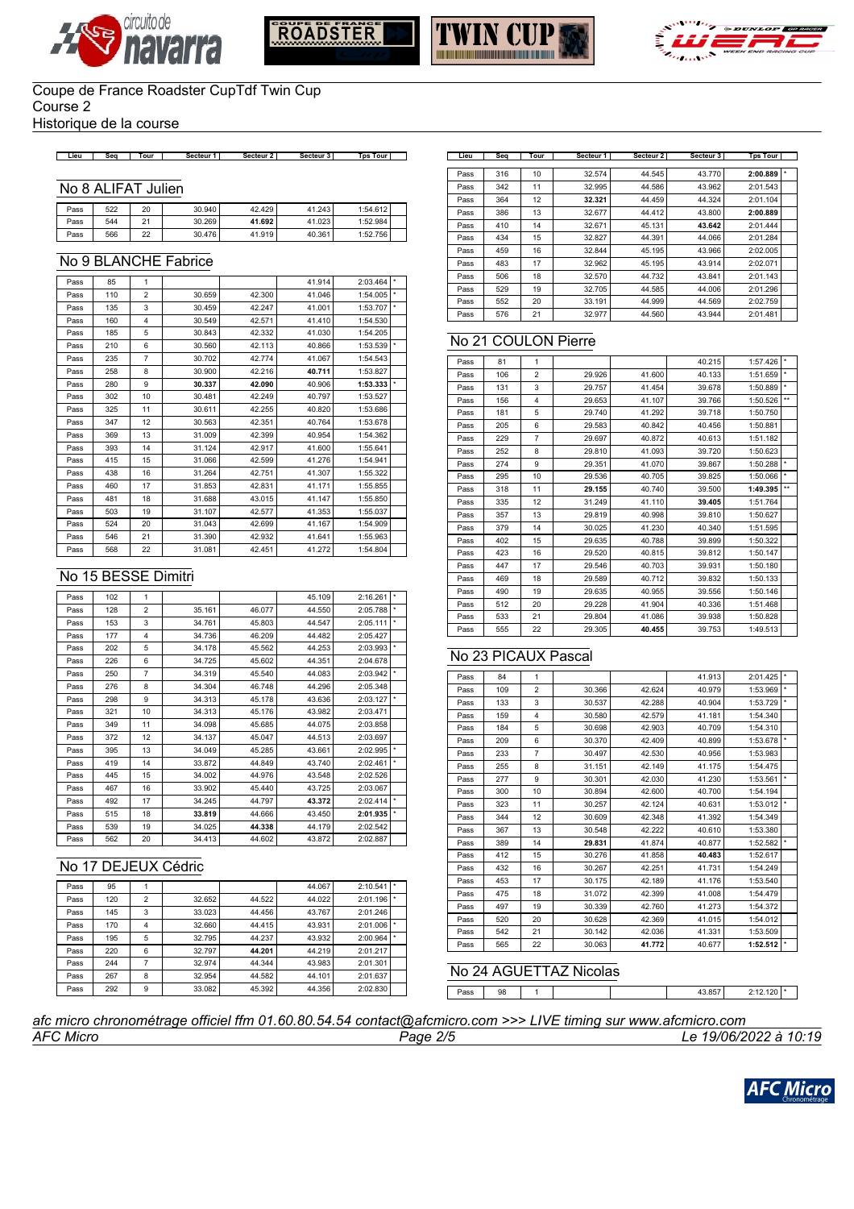Coupe de France Roadster CupTdf Twin Cup
Course 2
Historique de la course

## No 8 ALIFAT Julien

| Lieu | Seq | Tour | Secteur 1 | Secteur 2 | Secteur 3 | Tps Tour | |
|---|---|---|---|---|---|---|---|
| Pass | 522 | 20 | 30.940 | 42.429 | 41.243 | 1:54.612 | |
| Pass | 544 | 21 | 30.269 | **41.692** | 41.023 | 1:52.984 | |
| Pass | 566 | 22 | 30.476 | 41.919 | 40.361 | 1:52.756 | |

## No 9 BLANCHE Fabrice

| Lieu | Seq | Tour | Secteur 1 | Secteur 2 | Secteur 3 | Tps Tour | |
|---|---|---|---|---|---|---|---|
| Pass | 85 | 1 | | | 41.914 | 2:03.464 | * |
| Pass | 110 | 2 | 30.659 | 42.300 | 41.046 | 1:54.005 | * |
| Pass | 135 | 3 | 30.459 | 42.247 | 41.001 | 1:53.707 | * |
| Pass | 160 | 4 | 30.549 | 42.571 | 41.410 | 1:54.530 | |
| Pass | 185 | 5 | 30.843 | 42.332 | 41.030 | 1:54.205 | |
| Pass | 210 | 6 | 30.560 | 42.113 | 40.866 | 1:53.539 | * |
| Pass | 235 | 7 | 30.702 | 42.774 | 41.067 | 1:54.543 | |
| Pass | 258 | 8 | 30.900 | 42.216 | **40.711** | 1:53.827 | |
| Pass | 280 | 9 | **30.337** | **42.090** | 40.906 | **1:53.333** | * |
| Pass | 302 | 10 | 30.481 | 42.249 | 40.797 | 1:53.527 | |
| Pass | 325 | 11 | 30.611 | 42.255 | 40.820 | 1:53.686 | |
| Pass | 347 | 12 | 30.563 | 42.351 | 40.764 | 1:53.678 | |
| Pass | 369 | 13 | 31.009 | 42.399 | 40.954 | 1:54.362 | |
| Pass | 393 | 14 | 31.124 | 42.917 | 41.600 | 1:55.641 | |
| Pass | 415 | 15 | 31.066 | 42.599 | 41.276 | 1:54.941 | |
| Pass | 438 | 16 | 31.264 | 42.751 | 41.307 | 1:55.322 | |
| Pass | 460 | 17 | 31.853 | 42.831 | 41.171 | 1:55.855 | |
| Pass | 481 | 18 | 31.688 | 43.015 | 41.147 | 1:55.850 | |
| Pass | 503 | 19 | 31.107 | 42.577 | 41.353 | 1:55.037 | |
| Pass | 524 | 20 | 31.043 | 42.699 | 41.167 | 1:54.909 | |
| Pass | 546 | 21 | 31.390 | 42.932 | 41.641 | 1:55.963 | |
| Pass | 568 | 22 | 31.081 | 42.451 | 41.272 | 1:54.804 | |

## No 15 BESSE Dimitri

| Lieu | Seq | Tour | Secteur 1 | Secteur 2 | Secteur 3 | Tps Tour | |
|---|---|---|---|---|---|---|---|
| Pass | 102 | 1 | | | 45.109 | 2:16.261 | * |
| Pass | 128 | 2 | 35.161 | 46.077 | 44.550 | 2:05.788 | * |
| Pass | 153 | 3 | 34.761 | 45.803 | 44.547 | 2:05.111 | * |
| Pass | 177 | 4 | 34.736 | 46.209 | 44.482 | 2:05.427 | |
| Pass | 202 | 5 | 34.178 | 45.562 | 44.253 | 2:03.993 | * |
| Pass | 226 | 6 | 34.725 | 45.602 | 44.351 | 2:04.678 | |
| Pass | 250 | 7 | 34.319 | 45.540 | 44.083 | 2:03.942 | * |
| Pass | 276 | 8 | 34.304 | 46.748 | 44.296 | 2:05.348 | |
| Pass | 298 | 9 | 34.313 | 45.178 | 43.636 | 2:03.127 | * |
| Pass | 321 | 10 | 34.313 | 45.176 | 43.982 | 2:03.471 | |
| Pass | 349 | 11 | 34.098 | 45.685 | 44.075 | 2:03.858 | |
| Pass | 372 | 12 | 34.137 | 45.047 | 44.513 | 2:03.697 | |
| Pass | 395 | 13 | 34.049 | 45.285 | 43.661 | 2:02.995 | * |
| Pass | 419 | 14 | 33.872 | 44.849 | 43.740 | 2:02.461 | * |
| Pass | 445 | 15 | 34.002 | 44.976 | 43.548 | 2:02.526 | |
| Pass | 467 | 16 | 33.902 | 45.440 | 43.725 | 2:03.067 | |
| Pass | 492 | 17 | 34.245 | 44.797 | **43.372** | 2:02.414 | * |
| Pass | 515 | 18 | **33.819** | 44.666 | 43.450 | **2:01.935** | * |
| Pass | 539 | 19 | 34.025 | **44.338** | 44.179 | 2:02.542 | |
| Pass | 562 | 20 | 34.413 | 44.602 | 43.872 | 2:02.887 | |

## No 17 DEJEUX Cédric

| Lieu | Seq | Tour | Secteur 1 | Secteur 2 | Secteur 3 | Tps Tour | |
|---|---|---|---|---|---|---|---|
| Pass | 95 | 1 | | | 44.067 | 2:10.541 | * |
| Pass | 120 | 2 | 32.652 | 44.522 | 44.022 | 2:01.196 | * |
| Pass | 145 | 3 | 33.023 | 44.456 | 43.767 | 2:01.246 | |
| Pass | 170 | 4 | 32.660 | 44.415 | 43.931 | 2:01.006 | * |
| Pass | 195 | 5 | 32.795 | 44.237 | 43.932 | 2:00.964 | * |
| Pass | 220 | 6 | 32.797 | **44.201** | 44.219 | 2:01.217 | |
| Pass | 244 | 7 | 32.974 | 44.344 | 43.983 | 2:01.301 | |
| Pass | 267 | 8 | 32.954 | 44.582 | 44.101 | 2:01.637 | |
| Pass | 292 | 9 | 33.082 | 45.392 | 44.356 | 2:02.830 | |
| Pass | 316 | 10 | 32.574 | 44.545 | 43.770 | **2:00.889** | * |
| Pass | 342 | 11 | 32.995 | 44.586 | 43.962 | 2:01.543 | |
| Pass | 364 | 12 | **32.321** | 44.459 | 44.324 | 2:01.104 | |
| Pass | 386 | 13 | 32.677 | 44.412 | 43.800 | **2:00.889** | |
| Pass | 410 | 14 | 32.671 | 45.131 | **43.642** | 2:01.444 | |
| Pass | 434 | 15 | 32.827 | 44.391 | 44.066 | 2:01.284 | |
| Pass | 459 | 16 | 32.844 | 45.195 | 43.966 | 2:02.005 | |
| Pass | 483 | 17 | 32.962 | 45.195 | 43.914 | 2:02.071 | |
| Pass | 506 | 18 | 32.570 | 44.732 | 43.841 | 2:01.143 | |
| Pass | 529 | 19 | 32.705 | 44.585 | 44.006 | 2:01.296 | |
| Pass | 552 | 20 | 33.191 | 44.999 | 44.569 | 2:02.759 | |
| Pass | 576 | 21 | 32.977 | 44.560 | 43.944 | 2:01.481 | |

## No 21 COULON Pierre

| Lieu | Seq | Tour | Secteur 1 | Secteur 2 | Secteur 3 | Tps Tour | |
|---|---|---|---|---|---|---|---|
| Pass | 81 | 1 | | | 40.215 | 1:57.426 | * |
| Pass | 106 | 2 | 29.926 | 41.600 | 40.133 | 1:51.659 | * |
| Pass | 131 | 3 | 29.757 | 41.454 | 39.678 | 1:50.889 | * |
| Pass | 156 | 4 | 29.653 | 41.107 | 39.766 | 1:50.526 | ** |
| Pass | 181 | 5 | 29.740 | 41.292 | 39.718 | 1:50.750 | |
| Pass | 205 | 6 | 29.583 | 40.842 | 40.456 | 1:50.881 | |
| Pass | 229 | 7 | 29.697 | 40.872 | 40.613 | 1:51.182 | |
| Pass | 252 | 8 | 29.810 | 41.093 | 39.720 | 1:50.623 | |
| Pass | 274 | 9 | 29.351 | 41.070 | 39.867 | 1:50.288 | * |
| Pass | 295 | 10 | 29.536 | 40.705 | 39.825 | 1:50.066 | * |
| Pass | 318 | 11 | **29.155** | 40.740 | 39.500 | **1:49.395** | ** |
| Pass | 335 | 12 | 31.249 | 41.110 | **39.405** | 1:51.764 | |
| Pass | 357 | 13 | 29.819 | 40.998 | 39.810 | 1:50.627 | |
| Pass | 379 | 14 | 30.025 | 41.230 | 40.340 | 1:51.595 | |
| Pass | 402 | 15 | 29.635 | 40.788 | 39.899 | 1:50.322 | |
| Pass | 423 | 16 | 29.520 | 40.815 | 39.812 | 1:50.147 | |
| Pass | 447 | 17 | 29.546 | 40.703 | 39.931 | 1:50.180 | |
| Pass | 469 | 18 | 29.589 | 40.712 | 39.832 | 1:50.133 | |
| Pass | 490 | 19 | 29.635 | 40.955 | 39.556 | 1:50.146 | |
| Pass | 512 | 20 | 29.228 | 41.904 | 40.336 | 1:51.468 | |
| Pass | 533 | 21 | 29.804 | 41.086 | 39.938 | 1:50.828 | |
| Pass | 555 | 22 | 29.305 | **40.455** | 39.753 | 1:49.513 | |

## No 23 PICAUX Pascal

| Lieu | Seq | Tour | Secteur 1 | Secteur 2 | Secteur 3 | Tps Tour | |
|---|---|---|---|---|---|---|---|
| Pass | 84 | 1 | | | 41.913 | 2:01.425 | * |
| Pass | 109 | 2 | 30.366 | 42.624 | 40.979 | 1:53.969 | * |
| Pass | 133 | 3 | 30.537 | 42.288 | 40.904 | 1:53.729 | * |
| Pass | 159 | 4 | 30.580 | 42.579 | 41.181 | 1:54.340 | |
| Pass | 184 | 5 | 30.698 | 42.903 | 40.709 | 1:54.310 | |
| Pass | 209 | 6 | 30.370 | 42.409 | 40.899 | 1:53.678 | * |
| Pass | 233 | 7 | 30.497 | 42.530 | 40.956 | 1:53.983 | |
| Pass | 255 | 8 | 31.151 | 42.149 | 41.175 | 1:54.475 | |
| Pass | 277 | 9 | 30.301 | 42.030 | 41.230 | 1:53.561 | * |
| Pass | 300 | 10 | 30.894 | 42.600 | 40.700 | 1:54.194 | |
| Pass | 323 | 11 | 30.257 | 42.124 | 40.631 | 1:53.012 | * |
| Pass | 344 | 12 | 30.609 | 42.348 | 41.392 | 1:54.349 | |
| Pass | 367 | 13 | 30.548 | 42.222 | 40.610 | 1:53.380 | |
| Pass | 389 | 14 | **29.831** | 41.874 | 40.877 | 1:52.582 | * |
| Pass | 412 | 15 | 30.276 | 41.858 | **40.483** | 1:52.617 | |
| Pass | 432 | 16 | 30.267 | 42.251 | 41.731 | 1:54.249 | |
| Pass | 453 | 17 | 30.175 | 42.189 | 41.176 | 1:53.540 | |
| Pass | 475 | 18 | 31.072 | 42.399 | 41.008 | 1:54.479 | |
| Pass | 497 | 19 | 30.339 | 42.760 | 41.273 | 1:54.372 | |
| Pass | 520 | 20 | 30.628 | 42.369 | 41.015 | 1:54.012 | |
| Pass | 542 | 21 | 30.142 | 42.036 | 41.331 | 1:53.509 | |
| Pass | 565 | 22 | 30.063 | **41.772** | 40.677 | **1:52.512** | * |

## No 24 AGUETTAZ Nicolas

| Lieu | Seq | Tour | Secteur 1 | Secteur 2 | Secteur 3 | Tps Tour | |
|---|---|---|---|---|---|---|---|
| Pass | 98 | 1 | | | 43.857 | 2:12.120 | * |

*afc micro chronométrage officiel ffm 01.60.80.54.54 contact@afcmicro.com >>> LIVE timing sur www.afcmicro.com*

*AFC Micro* — *Le 19/06/2022 à 10:19*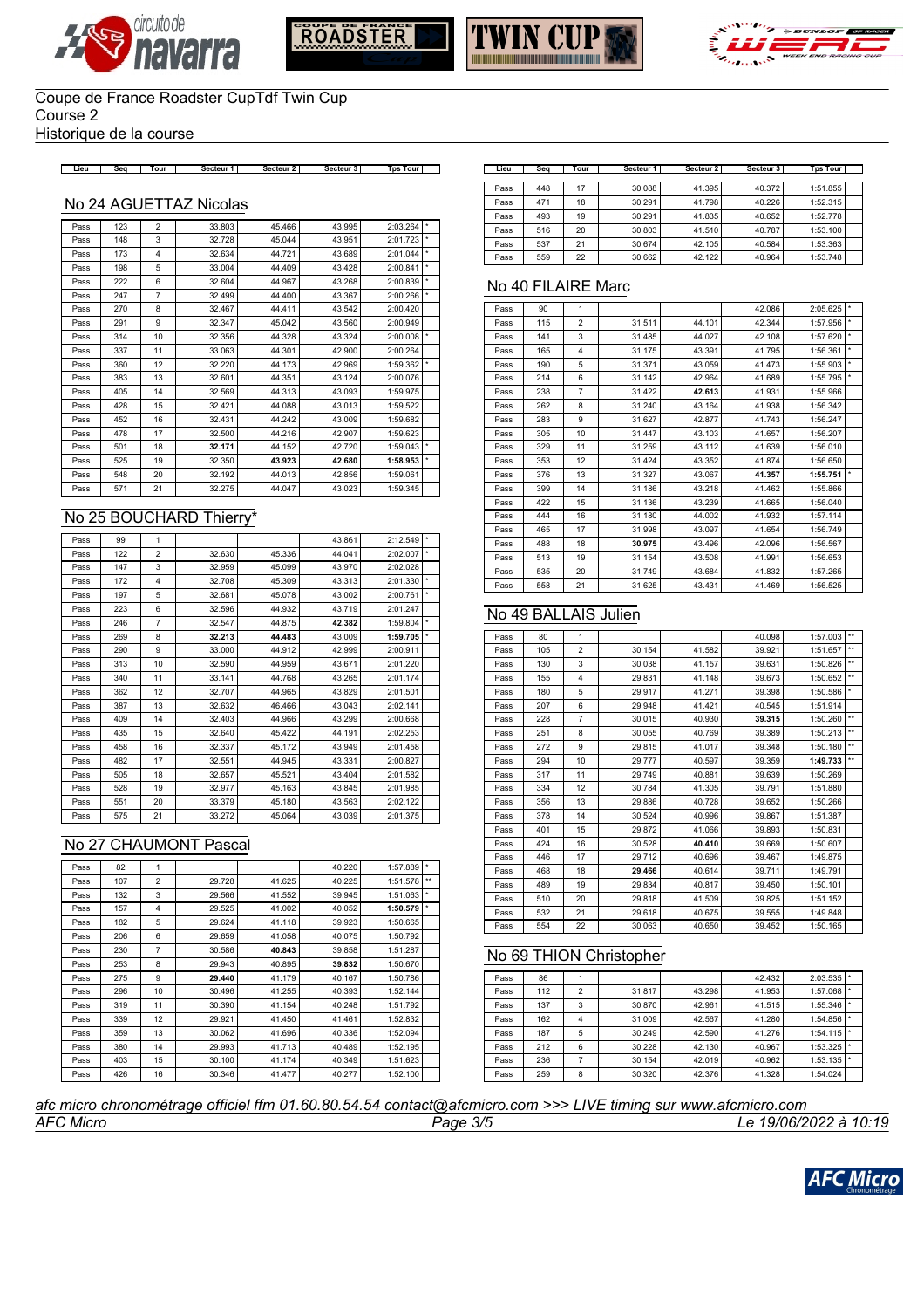Coupe de France Roadster CupTdf Twin Cup
Course 2
Historique de la course

## No 24 AGUETTAZ Nicolas

| Lieu | Seq | Tour | Secteur 1 | Secteur 2 | Secteur 3 | Tps Tour | |
|---|---|---|---|---|---|---|---|
| Pass | 123 | 2 | 33.803 | 45.466 | 43.995 | 2:03.264 | * |
| Pass | 148 | 3 | 32.728 | 45.044 | 43.951 | 2:01.723 | * |
| Pass | 173 | 4 | 32.634 | 44.721 | 43.689 | 2:01.044 | * |
| Pass | 198 | 5 | 33.004 | 44.409 | 43.428 | 2:00.841 | * |
| Pass | 222 | 6 | 32.604 | 44.967 | 43.268 | 2:00.839 | * |
| Pass | 247 | 7 | 32.499 | 44.400 | 43.367 | 2:00.266 | * |
| Pass | 270 | 8 | 32.467 | 44.411 | 43.542 | 2:00.420 | |
| Pass | 291 | 9 | 32.347 | 45.042 | 43.560 | 2:00.949 | |
| Pass | 314 | 10 | 32.356 | 44.328 | 43.324 | 2:00.008 | * |
| Pass | 337 | 11 | 33.063 | 44.301 | 42.900 | 2:00.264 | |
| Pass | 360 | 12 | 32.220 | 44.173 | 42.969 | 1:59.362 | * |
| Pass | 383 | 13 | 32.601 | 44.351 | 43.124 | 2:00.076 | |
| Pass | 405 | 14 | 32.569 | 44.313 | 43.093 | 1:59.975 | |
| Pass | 428 | 15 | 32.421 | 44.088 | 43.013 | 1:59.522 | |
| Pass | 452 | 16 | 32.431 | 44.242 | 43.009 | 1:59.682 | |
| Pass | 478 | 17 | 32.500 | 44.216 | 42.907 | 1:59.623 | |
| Pass | 501 | 18 | **32.171** | 44.152 | 42.720 | 1:59.043 | * |
| Pass | 525 | 19 | 32.350 | **43.923** | **42.680** | **1:58.953** | * |
| Pass | 548 | 20 | 32.192 | 44.013 | 42.856 | 1:59.061 | |
| Pass | 571 | 21 | 32.275 | 44.047 | 43.023 | 1:59.345 | |

## No 25 BOUCHARD Thierry*

| Lieu | Seq | Tour | Secteur 1 | Secteur 2 | Secteur 3 | Tps Tour | |
|---|---|---|---|---|---|---|---|
| Pass | 99 | 1 | | | 43.861 | 2:12.549 | * |
| Pass | 122 | 2 | 32.630 | 45.336 | 44.041 | 2:02.007 | * |
| Pass | 147 | 3 | 32.959 | 45.099 | 43.970 | 2:02.028 | |
| Pass | 172 | 4 | 32.708 | 45.309 | 43.313 | 2:01.330 | * |
| Pass | 197 | 5 | 32.681 | 45.078 | 43.002 | 2:00.761 | * |
| Pass | 223 | 6 | 32.596 | 44.932 | 43.719 | 2:01.247 | |
| Pass | 246 | 7 | 32.547 | 44.875 | **42.382** | 1:59.804 | * |
| Pass | 269 | 8 | **32.213** | **44.483** | 43.009 | **1:59.705** | * |
| Pass | 290 | 9 | 33.000 | 44.912 | 42.999 | 2:00.911 | |
| Pass | 313 | 10 | 32.590 | 44.959 | 43.671 | 2:01.220 | |
| Pass | 340 | 11 | 33.141 | 44.768 | 43.265 | 2:01.174 | |
| Pass | 362 | 12 | 32.707 | 44.965 | 43.829 | 2:01.501 | |
| Pass | 387 | 13 | 32.632 | 46.466 | 43.043 | 2:02.141 | |
| Pass | 409 | 14 | 32.403 | 44.966 | 43.299 | 2:00.668 | |
| Pass | 435 | 15 | 32.640 | 45.422 | 44.191 | 2:02.253 | |
| Pass | 458 | 16 | 32.337 | 45.172 | 43.949 | 2:01.458 | |
| Pass | 482 | 17 | 32.551 | 44.945 | 43.331 | 2:00.827 | |
| Pass | 505 | 18 | 32.657 | 45.521 | 43.404 | 2:01.582 | |
| Pass | 528 | 19 | 32.977 | 45.163 | 43.845 | 2:01.985 | |
| Pass | 551 | 20 | 33.379 | 45.180 | 43.563 | 2:02.122 | |
| Pass | 575 | 21 | 33.272 | 45.064 | 43.039 | 2:01.375 | |

## No 27 CHAUMONT Pascal

| Lieu | Seq | Tour | Secteur 1 | Secteur 2 | Secteur 3 | Tps Tour | |
|---|---|---|---|---|---|---|---|
| Pass | 82 | 1 | | | 40.220 | 1:57.889 | * |
| Pass | 107 | 2 | 29.728 | 41.625 | 40.225 | 1:51.578 | ** |
| Pass | 132 | 3 | 29.566 | 41.552 | 39.945 | 1:51.063 | * |
| Pass | 157 | 4 | 29.525 | 41.002 | 40.052 | **1:50.579** | * |
| Pass | 182 | 5 | 29.624 | 41.118 | 39.923 | 1:50.665 | |
| Pass | 206 | 6 | 29.659 | 41.058 | 40.075 | 1:50.792 | |
| Pass | 230 | 7 | 30.586 | **40.843** | 39.858 | 1:51.287 | |
| Pass | 253 | 8 | 29.943 | 40.895 | **39.832** | 1:50.670 | |
| Pass | 275 | 9 | **29.440** | 41.179 | 40.167 | 1:50.786 | |
| Pass | 296 | 10 | 30.496 | 41.255 | 40.393 | 1:52.144 | |
| Pass | 319 | 11 | 30.390 | 41.154 | 40.248 | 1:51.792 | |
| Pass | 339 | 12 | 29.921 | 41.450 | 41.461 | 1:52.832 | |
| Pass | 359 | 13 | 30.062 | 41.696 | 40.336 | 1:52.094 | |
| Pass | 380 | 14 | 29.993 | 41.713 | 40.489 | 1:52.195 | |
| Pass | 403 | 15 | 30.100 | 41.174 | 40.349 | 1:51.623 | |
| Pass | 426 | 16 | 30.346 | 41.477 | 40.277 | 1:52.100 | |
| Pass | 448 | 17 | 30.088 | 41.395 | 40.372 | 1:51.855 | |
| Pass | 471 | 18 | 30.291 | 41.798 | 40.226 | 1:52.315 | |
| Pass | 493 | 19 | 30.291 | 41.835 | 40.652 | 1:52.778 | |
| Pass | 516 | 20 | 30.803 | 41.510 | 40.787 | 1:53.100 | |
| Pass | 537 | 21 | 30.674 | 42.105 | 40.584 | 1:53.363 | |
| Pass | 559 | 22 | 30.662 | 42.122 | 40.964 | 1:53.748 | |

## No 40 FILAIRE Marc

| Lieu | Seq | Tour | Secteur 1 | Secteur 2 | Secteur 3 | Tps Tour | |
|---|---|---|---|---|---|---|---|
| Pass | 90 | 1 | | | 42.086 | 2:05.625 | * |
| Pass | 115 | 2 | 31.511 | 44.101 | 42.344 | 1:57.956 | * |
| Pass | 141 | 3 | 31.485 | 44.027 | 42.108 | 1:57.620 | * |
| Pass | 165 | 4 | 31.175 | 43.391 | 41.795 | 1:56.361 | * |
| Pass | 190 | 5 | 31.371 | 43.059 | 41.473 | 1:55.903 | * |
| Pass | 214 | 6 | 31.142 | 42.964 | 41.689 | 1:55.795 | * |
| Pass | 238 | 7 | 31.422 | **42.613** | 41.931 | 1:55.966 | |
| Pass | 262 | 8 | 31.240 | 43.164 | 41.938 | 1:56.342 | |
| Pass | 283 | 9 | 31.627 | 42.877 | 41.743 | 1:56.247 | |
| Pass | 305 | 10 | 31.447 | 43.103 | 41.657 | 1:56.207 | |
| Pass | 329 | 11 | 31.259 | 43.112 | 41.639 | 1:56.010 | |
| Pass | 353 | 12 | 31.424 | 43.352 | 41.874 | 1:56.650 | |
| Pass | 376 | 13 | 31.327 | 43.067 | **41.357** | **1:55.751** | * |
| Pass | 399 | 14 | 31.186 | 43.218 | 41.462 | 1:55.866 | |
| Pass | 422 | 15 | 31.136 | 43.239 | 41.665 | 1:56.040 | |
| Pass | 444 | 16 | 31.180 | 44.002 | 41.932 | 1:57.114 | |
| Pass | 465 | 17 | 31.998 | 43.097 | 41.654 | 1:56.749 | |
| Pass | 488 | 18 | **30.975** | 43.496 | 42.096 | 1:56.567 | |
| Pass | 513 | 19 | 31.154 | 43.508 | 41.991 | 1:56.653 | |
| Pass | 535 | 20 | 31.749 | 43.684 | 41.832 | 1:57.265 | |
| Pass | 558 | 21 | 31.625 | 43.431 | 41.469 | 1:56.525 | |

## No 49 BALLAIS Julien

| Lieu | Seq | Tour | Secteur 1 | Secteur 2 | Secteur 3 | Tps Tour | |
|---|---|---|---|---|---|---|---|
| Pass | 80 | 1 | | | 40.098 | 1:57.003 | ** |
| Pass | 105 | 2 | 30.154 | 41.582 | 39.921 | 1:51.657 | ** |
| Pass | 130 | 3 | 30.038 | 41.157 | 39.631 | 1:50.826 | ** |
| Pass | 155 | 4 | 29.831 | 41.148 | 39.673 | 1:50.652 | ** |
| Pass | 180 | 5 | 29.917 | 41.271 | 39.398 | 1:50.586 | * |
| Pass | 207 | 6 | 29.948 | 41.421 | 40.545 | 1:51.914 | |
| Pass | 228 | 7 | 30.015 | 40.930 | **39.315** | 1:50.260 | ** |
| Pass | 251 | 8 | 30.055 | 40.769 | 39.389 | 1:50.213 | ** |
| Pass | 272 | 9 | 29.815 | 41.017 | 39.348 | 1:50.180 | ** |
| Pass | 294 | 10 | 29.777 | 40.597 | 39.359 | **1:49.733** | ** |
| Pass | 317 | 11 | 29.749 | 40.881 | 39.639 | 1:50.269 | |
| Pass | 334 | 12 | 30.784 | 41.305 | 39.791 | 1:51.880 | |
| Pass | 356 | 13 | 29.886 | 40.728 | 39.652 | 1:50.266 | |
| Pass | 378 | 14 | 30.524 | 40.996 | 39.867 | 1:51.387 | |
| Pass | 401 | 15 | 29.872 | 41.066 | 39.893 | 1:50.831 | |
| Pass | 424 | 16 | 30.528 | **40.410** | 39.669 | 1:50.607 | |
| Pass | 446 | 17 | 29.712 | 40.696 | 39.467 | 1:49.875 | |
| Pass | 468 | 18 | **29.466** | 40.614 | 39.711 | 1:49.791 | |
| Pass | 489 | 19 | 29.834 | 40.817 | 39.450 | 1:50.101 | |
| Pass | 510 | 20 | 29.818 | 41.509 | 39.825 | 1:51.152 | |
| Pass | 532 | 21 | 29.618 | 40.675 | 39.555 | 1:49.848 | |
| Pass | 554 | 22 | 30.063 | 40.650 | 39.452 | 1:50.165 | |

## No 69 THION Christopher

| Lieu | Seq | Tour | Secteur 1 | Secteur 2 | Secteur 3 | Tps Tour | |
|---|---|---|---|---|---|---|---|
| Pass | 86 | 1 | | | 42.432 | 2:03.535 | * |
| Pass | 112 | 2 | 31.817 | 43.298 | 41.953 | 1:57.068 | * |
| Pass | 137 | 3 | 30.870 | 42.961 | 41.515 | 1:55.346 | * |
| Pass | 162 | 4 | 31.009 | 42.567 | 41.280 | 1:54.856 | * |
| Pass | 187 | 5 | 30.249 | 42.590 | 41.276 | 1:54.115 | * |
| Pass | 212 | 6 | 30.228 | 42.130 | 40.967 | 1:53.325 | * |
| Pass | 236 | 7 | 30.154 | 42.019 | 40.962 | 1:53.135 | * |
| Pass | 259 | 8 | 30.320 | 42.376 | 41.328 | 1:54.024 | |

*afc micro chronométrage officiel ffm 01.60.80.54.54 contact@afcmicro.com >>> LIVE timing sur www.afcmicro.com*
*AFC Micro* — *Le 19/06/2022 à 10:19*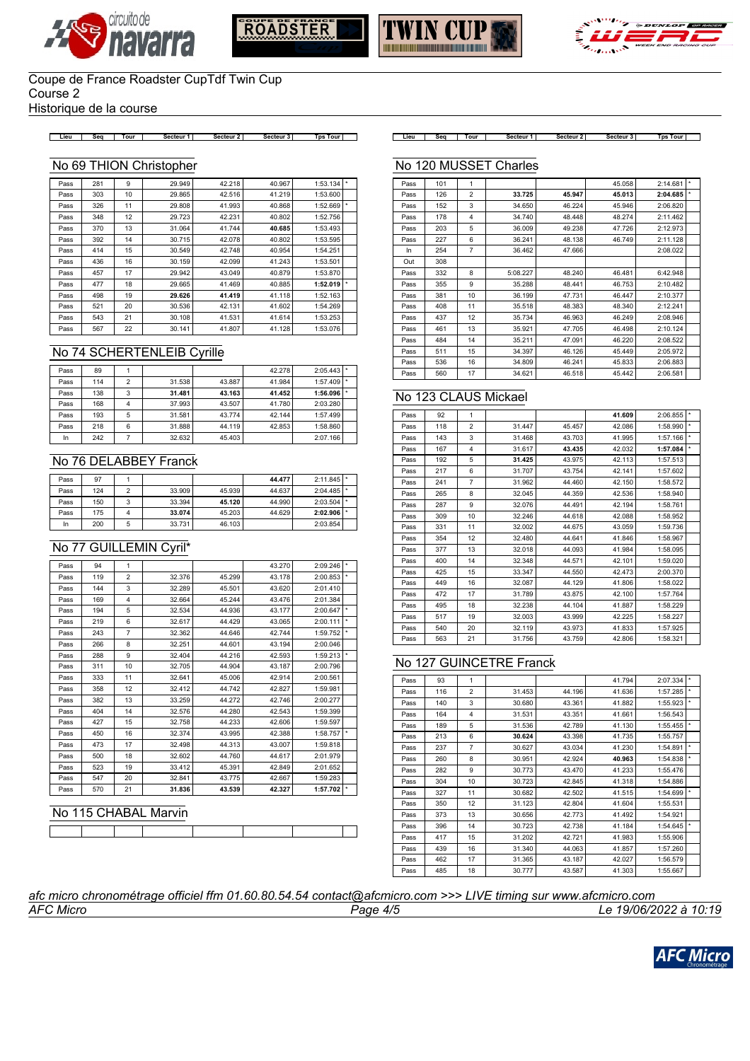Coupe de France Roadster CupTdf Twin Cup
Course 2
Historique de la course

## No 69 THION Christopher

| Lieu | Seq | Tour | Secteur 1 | Secteur 2 | Secteur 3 | Tps Tour | |
|---|---|---|---|---|---|---|---|
| Pass | 281 | 9 | 29.949 | 42.218 | 40.967 | 1:53.134 | * |
| Pass | 303 | 10 | 29.865 | 42.516 | 41.219 | 1:53.600 | |
| Pass | 326 | 11 | 29.808 | 41.993 | 40.868 | 1:52.669 | * |
| Pass | 348 | 12 | 29.723 | 42.231 | 40.802 | 1:52.756 | |
| Pass | 370 | 13 | 31.064 | 41.744 | **40.685** | 1:53.493 | |
| Pass | 392 | 14 | 30.715 | 42.078 | 40.802 | 1:53.595 | |
| Pass | 414 | 15 | 30.549 | 42.748 | 40.954 | 1:54.251 | |
| Pass | 436 | 16 | 30.159 | 42.099 | 41.243 | 1:53.501 | |
| Pass | 457 | 17 | 29.942 | 43.049 | 40.879 | 1:53.870 | |
| Pass | 477 | 18 | 29.665 | 41.469 | 40.885 | **1:52.019** | * |
| Pass | 498 | 19 | **29.626** | **41.419** | 41.118 | 1:52.163 | |
| Pass | 521 | 20 | 30.536 | 42.131 | 41.602 | 1:54.269 | |
| Pass | 543 | 21 | 30.108 | 41.531 | 41.614 | 1:53.253 | |
| Pass | 567 | 22 | 30.141 | 41.807 | 41.128 | 1:53.076 | |

## No 74 SCHERTENLEIB Cyrille

| Lieu | Seq | Tour | Secteur 1 | Secteur 2 | Secteur 3 | Tps Tour | |
|---|---|---|---|---|---|---|---|
| Pass | 89 | 1 | | | 42.278 | 2:05.443 | * |
| Pass | 114 | 2 | 31.538 | 43.887 | 41.984 | 1:57.409 | * |
| Pass | 138 | 3 | **31.481** | **43.163** | **41.452** | **1:56.096** | * |
| Pass | 168 | 4 | 37.993 | 43.507 | 41.780 | 2:03.280 | |
| Pass | 193 | 5 | 31.581 | 43.774 | 42.144 | 1:57.499 | |
| Pass | 218 | 6 | 31.888 | 44.119 | 42.853 | 1:58.860 | |
| In | 242 | 7 | 32.632 | 45.403 | | 2:07.166 | |

## No 76 DELABBEY Franck

| Lieu | Seq | Tour | Secteur 1 | Secteur 2 | Secteur 3 | Tps Tour | |
|---|---|---|---|---|---|---|---|
| Pass | 97 | 1 | | | **44.477** | 2:11.845 | * |
| Pass | 124 | 2 | 33.909 | 45.939 | 44.637 | 2:04.485 | * |
| Pass | 150 | 3 | 33.394 | **45.120** | 44.990 | 2:03.504 | * |
| Pass | 175 | 4 | **33.074** | 45.203 | 44.629 | **2:02.906** | * |
| In | 200 | 5 | 33.731 | 46.103 | | 2:03.854 | |

## No 77 GUILLEMIN Cyril*

| Lieu | Seq | Tour | Secteur 1 | Secteur 2 | Secteur 3 | Tps Tour | |
|---|---|---|---|---|---|---|---|
| Pass | 94 | 1 | | | 43.270 | 2:09.246 | * |
| Pass | 119 | 2 | 32.376 | 45.299 | 43.178 | 2:00.853 | * |
| Pass | 144 | 3 | 32.289 | 45.501 | 43.620 | 2:01.410 | |
| Pass | 169 | 4 | 32.664 | 45.244 | 43.476 | 2:01.384 | |
| Pass | 194 | 5 | 32.534 | 44.936 | 43.177 | 2:00.647 | * |
| Pass | 219 | 6 | 32.617 | 44.429 | 43.065 | 2:00.111 | * |
| Pass | 243 | 7 | 32.362 | 44.646 | 42.744 | 1:59.752 | * |
| Pass | 266 | 8 | 32.251 | 44.601 | 43.194 | 2:00.046 | |
| Pass | 288 | 9 | 32.404 | 44.216 | 42.593 | 1:59.213 | * |
| Pass | 311 | 10 | 32.705 | 44.904 | 43.187 | 2:00.796 | |
| Pass | 333 | 11 | 32.641 | 45.006 | 42.914 | 2:00.561 | |
| Pass | 358 | 12 | 32.412 | 44.742 | 42.827 | 1:59.981 | |
| Pass | 382 | 13 | 33.259 | 44.272 | 42.746 | 2:00.277 | |
| Pass | 404 | 14 | 32.576 | 44.280 | 42.543 | 1:59.399 | |
| Pass | 427 | 15 | 32.758 | 44.233 | 42.606 | 1:59.597 | |
| Pass | 450 | 16 | 32.374 | 43.995 | 42.388 | 1:58.757 | * |
| Pass | 473 | 17 | 32.498 | 44.313 | 43.007 | 1:59.818 | |
| Pass | 500 | 18 | 32.602 | 44.760 | 44.617 | 2:01.979 | |
| Pass | 523 | 19 | 33.412 | 45.391 | 42.849 | 2:01.652 | |
| Pass | 547 | 20 | 32.841 | 43.775 | 42.667 | 1:59.283 | |
| Pass | 570 | 21 | **31.836** | **43.539** | **42.327** | **1:57.702** | * |

## No 115 CHABAL Marvin

| Lieu | Seq | Tour | Secteur 1 | Secteur 2 | Secteur 3 | Tps Tour | |
|---|---|---|---|---|---|---|---|
| | | | | | | | |

## No 120 MUSSET Charles

| Lieu | Seq | Tour | Secteur 1 | Secteur 2 | Secteur 3 | Tps Tour | |
|---|---|---|---|---|---|---|---|
| Pass | 101 | 1 | | | 45.058 | 2:14.681 | * |
| Pass | 126 | 2 | **33.725** | **45.947** | **45.013** | **2:04.685** | * |
| Pass | 152 | 3 | 34.650 | 46.224 | 45.946 | 2:06.820 | |
| Pass | 178 | 4 | 34.740 | 48.448 | 48.274 | 2:11.462 | |
| Pass | 203 | 5 | 36.009 | 49.238 | 47.726 | 2:12.973 | |
| Pass | 227 | 6 | 36.241 | 48.138 | 46.749 | 2:11.128 | |
| In | 254 | 7 | 36.462 | 47.666 | | 2:08.022 | |
| Out | 308 | | | | | | |
| Pass | 332 | 8 | 5:08.227 | 48.240 | 46.481 | 6:42.948 | |
| Pass | 355 | 9 | 35.288 | 48.441 | 46.753 | 2:10.482 | |
| Pass | 381 | 10 | 36.199 | 47.731 | 46.447 | 2:10.377 | |
| Pass | 408 | 11 | 35.518 | 48.383 | 48.340 | 2:12.241 | |
| Pass | 437 | 12 | 35.734 | 46.963 | 46.249 | 2:08.946 | |
| Pass | 461 | 13 | 35.921 | 47.705 | 46.498 | 2:10.124 | |
| Pass | 484 | 14 | 35.211 | 47.091 | 46.220 | 2:08.522 | |
| Pass | 511 | 15 | 34.397 | 46.126 | 45.449 | 2:05.972 | |
| Pass | 536 | 16 | 34.809 | 46.241 | 45.833 | 2:06.883 | |
| Pass | 560 | 17 | 34.621 | 46.518 | 45.442 | 2:06.581 | |

## No 123 CLAUS Mickael

| Lieu | Seq | Tour | Secteur 1 | Secteur 2 | Secteur 3 | Tps Tour | |
|---|---|---|---|---|---|---|---|
| Pass | 92 | 1 | | | **41.609** | 2:06.855 | * |
| Pass | 118 | 2 | 31.447 | 45.457 | 42.086 | 1:58.990 | * |
| Pass | 143 | 3 | 31.468 | 43.703 | 41.995 | 1:57.166 | * |
| Pass | 167 | 4 | 31.617 | **43.435** | 42.032 | **1:57.084** | * |
| Pass | 192 | 5 | **31.425** | 43.975 | 42.113 | 1:57.513 | |
| Pass | 217 | 6 | 31.707 | 43.754 | 42.141 | 1:57.602 | |
| Pass | 241 | 7 | 31.962 | 44.460 | 42.150 | 1:58.572 | |
| Pass | 265 | 8 | 32.045 | 44.359 | 42.536 | 1:58.940 | |
| Pass | 287 | 9 | 32.076 | 44.491 | 42.194 | 1:58.761 | |
| Pass | 309 | 10 | 32.246 | 44.618 | 42.088 | 1:58.952 | |
| Pass | 331 | 11 | 32.002 | 44.675 | 43.059 | 1:59.736 | |
| Pass | 354 | 12 | 32.480 | 44.641 | 41.846 | 1:58.967 | |
| Pass | 377 | 13 | 32.018 | 44.093 | 41.984 | 1:58.095 | |
| Pass | 400 | 14 | 32.348 | 44.571 | 42.101 | 1:59.020 | |
| Pass | 425 | 15 | 33.347 | 44.550 | 42.473 | 2:00.370 | |
| Pass | 449 | 16 | 32.087 | 44.129 | 41.806 | 1:58.022 | |
| Pass | 472 | 17 | 31.789 | 43.875 | 42.100 | 1:57.764 | |
| Pass | 495 | 18 | 32.238 | 44.104 | 41.887 | 1:58.229 | |
| Pass | 517 | 19 | 32.003 | 43.999 | 42.225 | 1:58.227 | |
| Pass | 540 | 20 | 32.119 | 43.973 | 41.833 | 1:57.925 | |
| Pass | 563 | 21 | 31.756 | 43.759 | 42.806 | 1:58.321 | |

## No 127 GUINCETRE Franck

| Lieu | Seq | Tour | Secteur 1 | Secteur 2 | Secteur 3 | Tps Tour | |
|---|---|---|---|---|---|---|---|
| Pass | 93 | 1 | | | 41.794 | 2:07.334 | * |
| Pass | 116 | 2 | 31.453 | 44.196 | 41.636 | 1:57.285 | * |
| Pass | 140 | 3 | 30.680 | 43.361 | 41.882 | 1:55.923 | * |
| Pass | 164 | 4 | 31.531 | 43.351 | 41.661 | 1:56.543 | |
| Pass | 189 | 5 | 31.536 | 42.789 | 41.130 | 1:55.455 | * |
| Pass | 213 | 6 | **30.624** | 43.398 | 41.735 | 1:55.757 | |
| Pass | 237 | 7 | 30.627 | 43.034 | 41.230 | 1:54.891 | * |
| Pass | 260 | 8 | 30.951 | 42.924 | **40.963** | 1:54.838 | * |
| Pass | 282 | 9 | 30.773 | 43.470 | 41.233 | 1:55.476 | |
| Pass | 304 | 10 | 30.723 | 42.845 | 41.318 | 1:54.886 | |
| Pass | 327 | 11 | 30.682 | 42.502 | 41.515 | 1:54.699 | * |
| Pass | 350 | 12 | 31.123 | 42.804 | 41.604 | 1:55.531 | |
| Pass | 373 | 13 | 30.656 | 42.773 | 41.492 | 1:54.921 | |
| Pass | 396 | 14 | 30.723 | 42.738 | 41.184 | 1:54.645 | * |
| Pass | 417 | 15 | 31.202 | 42.721 | 41.983 | 1:55.906 | |
| Pass | 439 | 16 | 31.340 | 44.063 | 41.857 | 1:57.260 | |
| Pass | 462 | 17 | 31.365 | 43.187 | 42.027 | 1:56.579 | |
| Pass | 485 | 18 | 30.777 | 43.587 | 41.303 | 1:55.667 | |

*afc micro chronométrage officiel ffm 01.60.80.54.54 contact@afcmicro.com >>> LIVE timing sur www.afcmicro.com*
*AFC Micro* — *Le 19/06/2022 à 10:19*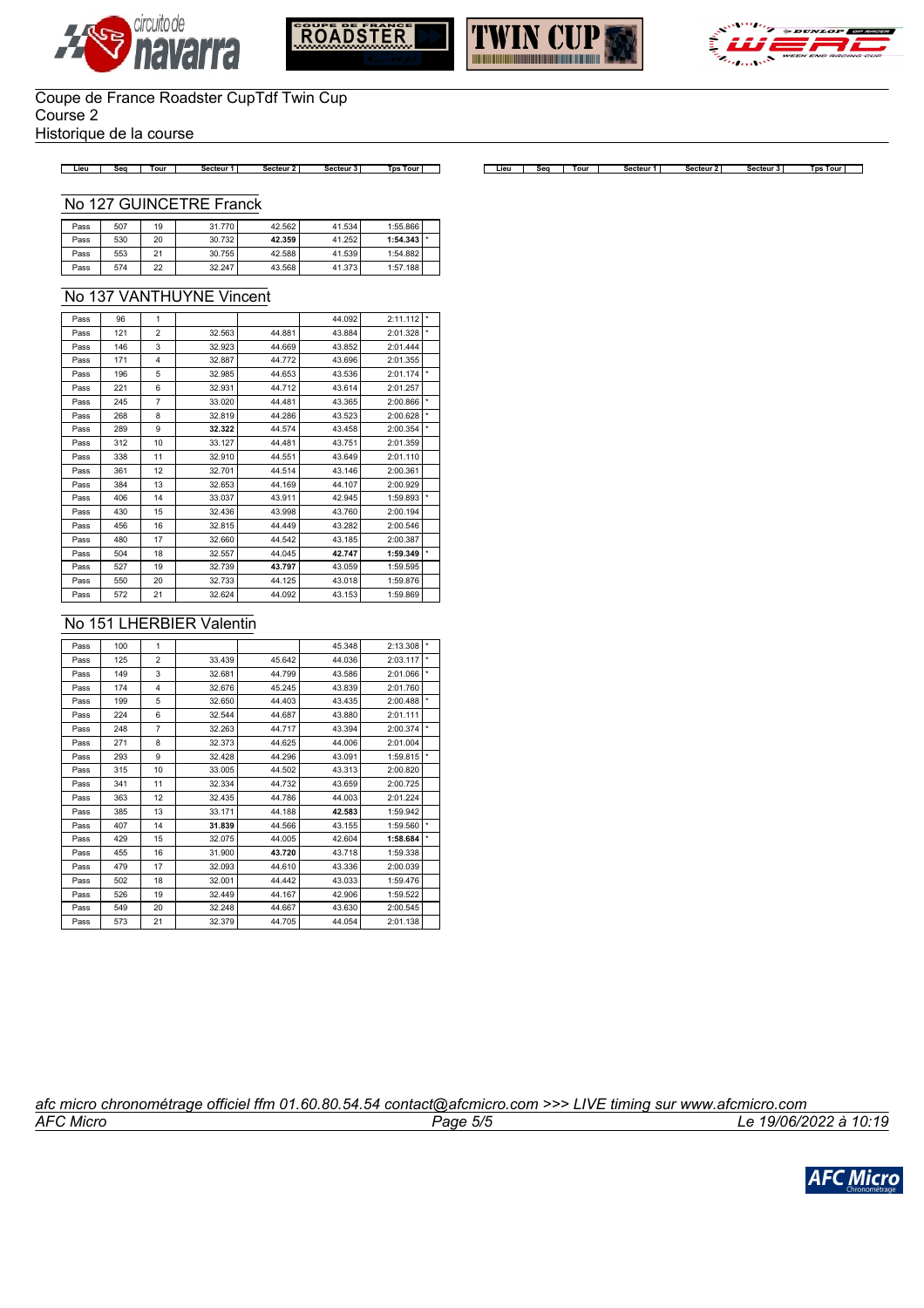Coupe de France Roadster CupTdf Twin Cup
Course 2
Historique de la course

## No 127 GUINCETRE Franck

| Lieu | Seq | Tour | Secteur 1 | Secteur 2 | Secteur 3 | Tps Tour | |
|---|---|---|---|---|---|---|---|
| Pass | 507 | 19 | 31.770 | 42.562 | 41.534 | 1:55.866 | |
| Pass | 530 | 20 | 30.732 | **42.359** | 41.252 | **1:54.343** | * |
| Pass | 553 | 21 | 30.755 | 42.588 | 41.539 | 1:54.882 | |
| Pass | 574 | 22 | 32.247 | 43.568 | 41.373 | 1:57.188 | |

## No 137 VANTHUYNE Vincent

| Lieu | Seq | Tour | Secteur 1 | Secteur 2 | Secteur 3 | Tps Tour | |
|---|---|---|---|---|---|---|---|
| Pass | 96 | 1 | | | 44.092 | 2:11.112 | * |
| Pass | 121 | 2 | 32.563 | 44.881 | 43.884 | 2:01.328 | * |
| Pass | 146 | 3 | 32.923 | 44.669 | 43.852 | 2:01.444 | |
| Pass | 171 | 4 | 32.887 | 44.772 | 43.696 | 2:01.355 | |
| Pass | 196 | 5 | 32.985 | 44.653 | 43.536 | 2:01.174 | * |
| Pass | 221 | 6 | 32.931 | 44.712 | 43.614 | 2:01.257 | |
| Pass | 245 | 7 | 33.020 | 44.481 | 43.365 | 2:00.866 | * |
| Pass | 268 | 8 | 32.819 | 44.286 | 43.523 | 2:00.628 | * |
| Pass | 289 | 9 | **32.322** | 44.574 | 43.458 | 2:00.354 | * |
| Pass | 312 | 10 | 33.127 | 44.481 | 43.751 | 2:01.359 | |
| Pass | 338 | 11 | 32.910 | 44.551 | 43.649 | 2:01.110 | |
| Pass | 361 | 12 | 32.701 | 44.514 | 43.146 | 2:00.361 | |
| Pass | 384 | 13 | 32.653 | 44.169 | 44.107 | 2:00.929 | |
| Pass | 406 | 14 | 33.037 | 43.911 | 42.945 | 1:59.893 | * |
| Pass | 430 | 15 | 32.436 | 43.998 | 43.760 | 2:00.194 | |
| Pass | 456 | 16 | 32.815 | 44.449 | 43.282 | 2:00.546 | |
| Pass | 480 | 17 | 32.660 | 44.542 | 43.185 | 2:00.387 | |
| Pass | 504 | 18 | 32.557 | 44.045 | **42.747** | **1:59.349** | * |
| Pass | 527 | 19 | 32.739 | **43.797** | 43.059 | 1:59.595 | |
| Pass | 550 | 20 | 32.733 | 44.125 | 43.018 | 1:59.876 | |
| Pass | 572 | 21 | 32.624 | 44.092 | 43.153 | 1:59.869 | |

## No 151 LHERBIER Valentin

| Lieu | Seq | Tour | Secteur 1 | Secteur 2 | Secteur 3 | Tps Tour | |
|---|---|---|---|---|---|---|---|
| Pass | 100 | 1 | | | 45.348 | 2:13.308 | * |
| Pass | 125 | 2 | 33.439 | 45.642 | 44.036 | 2:03.117 | * |
| Pass | 149 | 3 | 32.681 | 44.799 | 43.586 | 2:01.066 | * |
| Pass | 174 | 4 | 32.676 | 45.245 | 43.839 | 2:01.760 | |
| Pass | 199 | 5 | 32.650 | 44.403 | 43.435 | 2:00.488 | * |
| Pass | 224 | 6 | 32.544 | 44.687 | 43.880 | 2:01.111 | |
| Pass | 248 | 7 | 32.263 | 44.717 | 43.394 | 2:00.374 | * |
| Pass | 271 | 8 | 32.373 | 44.625 | 44.006 | 2:01.004 | |
| Pass | 293 | 9 | 32.428 | 44.296 | 43.091 | 1:59.815 | * |
| Pass | 315 | 10 | 33.005 | 44.502 | 43.313 | 2:00.820 | |
| Pass | 341 | 11 | 32.334 | 44.732 | 43.659 | 2:00.725 | |
| Pass | 363 | 12 | 32.435 | 44.786 | 44.003 | 2:01.224 | |
| Pass | 385 | 13 | 33.171 | 44.188 | **42.583** | 1:59.942 | |
| Pass | 407 | 14 | **31.839** | 44.566 | 43.155 | 1:59.560 | * |
| Pass | 429 | 15 | 32.075 | 44.005 | 42.604 | **1:58.684** | * |
| Pass | 455 | 16 | 31.900 | **43.720** | 43.718 | 1:59.338 | |
| Pass | 479 | 17 | 32.093 | 44.610 | 43.336 | 2:00.039 | |
| Pass | 502 | 18 | 32.001 | 44.442 | 43.033 | 1:59.476 | |
| Pass | 526 | 19 | 32.449 | 44.167 | 42.906 | 1:59.522 | |
| Pass | 549 | 20 | 32.248 | 44.667 | 43.630 | 2:00.545 | |
| Pass | 573 | 21 | 32.379 | 44.705 | 44.054 | 2:01.138 | |

*afc micro chronométrage officiel ffm 01.60.80.54.54 contact@afcmicro.com >>> LIVE timing sur www.afcmicro.com*

*AFC Micro* — *Le 19/06/2022 à 10:19*